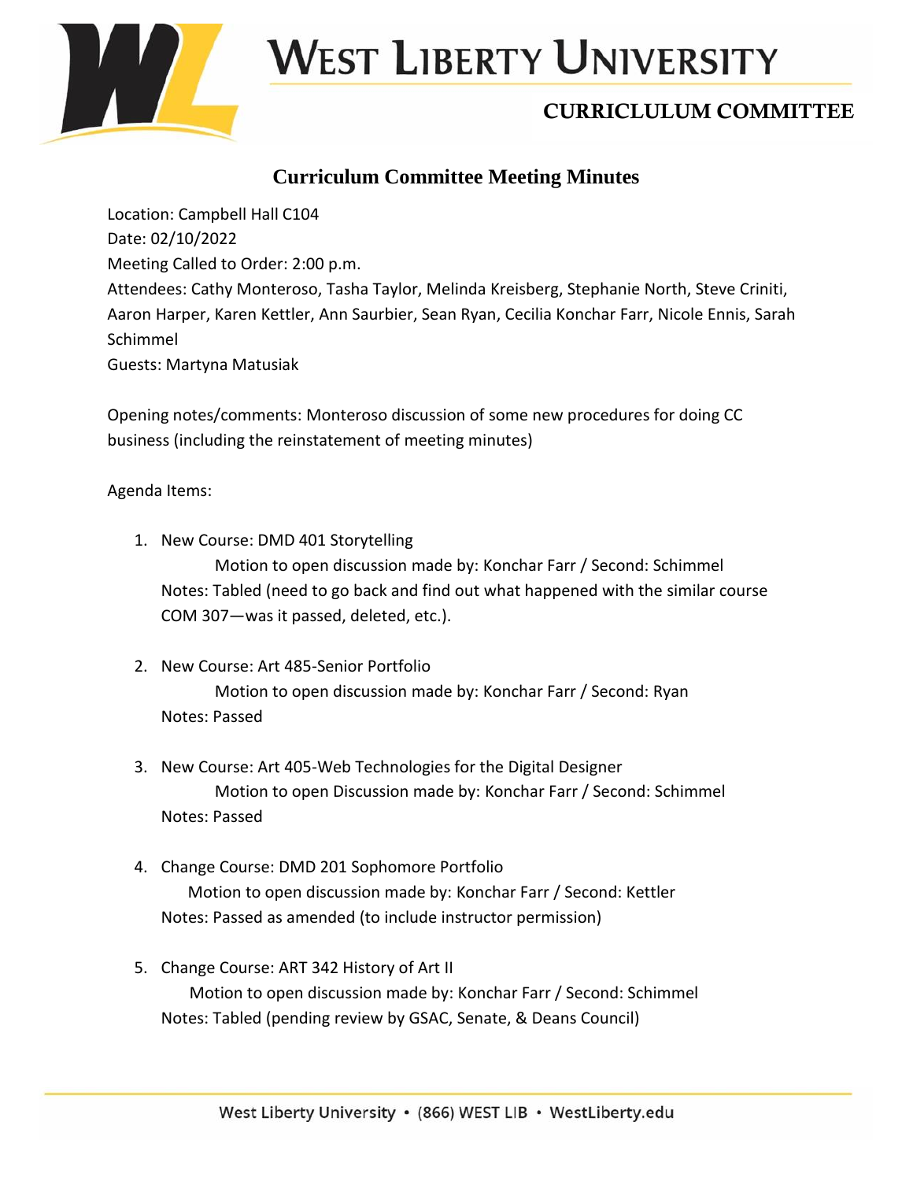# WEST LIBERTY UNIVERSITY

## CURRICLULUM COMMITTEE

### Curriculum Committee Meeting Minutes

Location: Campbell Hall C104
Date: 02/10/2022
Meeting Called to Order: 2:00 p.m.
Attendees: Cathy Monteroso, Tasha Taylor, Melinda Kreisberg, Stephanie North, Steve Criniti, Aaron Harper, Karen Kettler, Ann Saurbier, Sean Ryan, Cecilia Konchar Farr, Nicole Ennis, Sarah Schimmel
Guests: Martyna Matusiak

Opening notes/comments: Monteroso discussion of some new procedures for doing CC business (including the reinstatement of meeting minutes)

Agenda Items:

1. New Course: DMD 401 Storytelling
   Motion to open discussion made by: Konchar Farr / Second: Schimmel
   Notes: Tabled (need to go back and find out what happened with the similar course COM 307—was it passed, deleted, etc.).

2. New Course: Art 485-Senior Portfolio
   Motion to open discussion made by: Konchar Farr / Second: Ryan
   Notes: Passed

3. New Course: Art 405-Web Technologies for the Digital Designer
   Motion to open Discussion made by: Konchar Farr / Second: Schimmel
   Notes: Passed

4. Change Course: DMD 201 Sophomore Portfolio
   Motion to open discussion made by: Konchar Farr / Second: Kettler
   Notes: Passed as amended (to include instructor permission)

5. Change Course: ART 342 History of Art II
   Motion to open discussion made by: Konchar Farr / Second: Schimmel
   Notes: Tabled (pending review by GSAC, Senate, & Deans Council)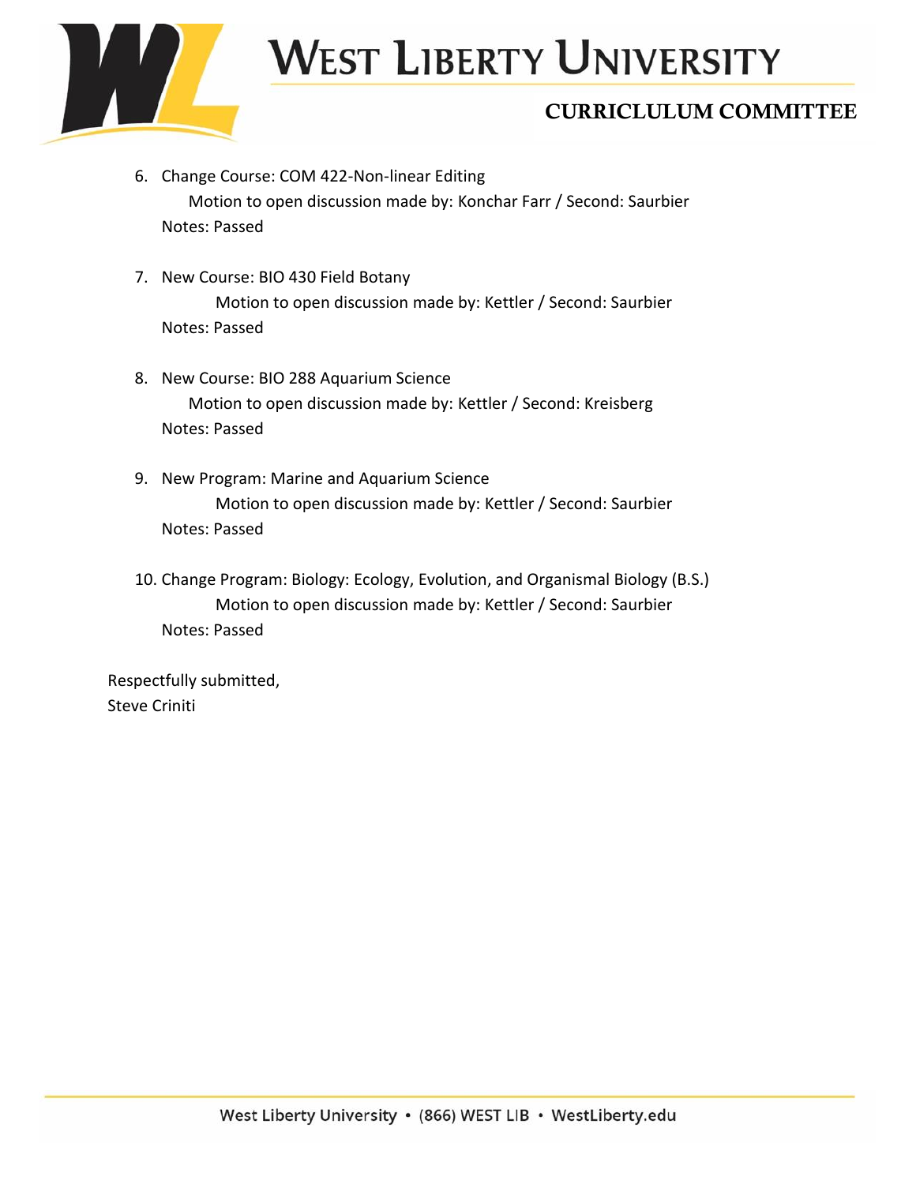6. Change Course: COM 422-Non-linear Editing
   Motion to open discussion made by: Konchar Farr / Second: Saurbier
   Notes: Passed

7. New Course: BIO 430 Field Botany
   Motion to open discussion made by: Kettler / Second: Saurbier
   Notes: Passed

8. New Course: BIO 288 Aquarium Science
   Motion to open discussion made by: Kettler / Second: Kreisberg
   Notes: Passed

9. New Program: Marine and Aquarium Science
   Motion to open discussion made by: Kettler / Second: Saurbier
   Notes: Passed

10. Change Program: Biology: Ecology, Evolution, and Organismal Biology (B.S.)
    Motion to open discussion made by: Kettler / Second: Saurbier
    Notes: Passed

Respectfully submitted,
Steve Criniti